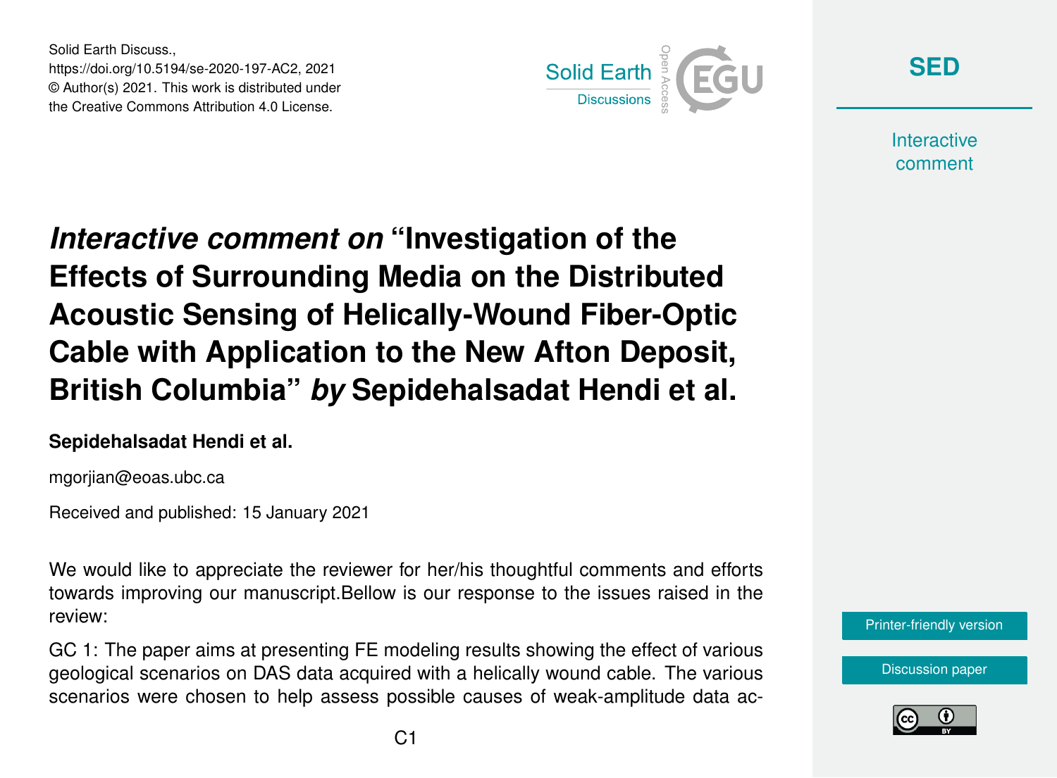Solid Earth Discuss.,
https://doi.org/10.5194/se-2020-197-AC2, 2021
© Author(s) 2021. This work is distributed under
the Creative Commons Attribution 4.0 License.

# *Interactive comment on* "Investigation of the Effects of Surrounding Media on the Distributed Acoustic Sensing of Helically-Wound Fiber-Optic Cable with Application to the New Afton Deposit, British Columbia" *by* Sepidehalsadat Hendi et al.

**Sepidehalsadat Hendi et al.**

mgorjian@eoas.ubc.ca

Received and published: 15 January 2021

We would like to appreciate the reviewer for her/his thoughtful comments and efforts towards improving our manuscript.Bellow is our response to the issues raised in the review:

GC 1: The paper aims at presenting FE modeling results showing the effect of various geological scenarios on DAS data acquired with a helically wound cable. The various scenarios were chosen to help assess possible causes of weak-amplitude data ac-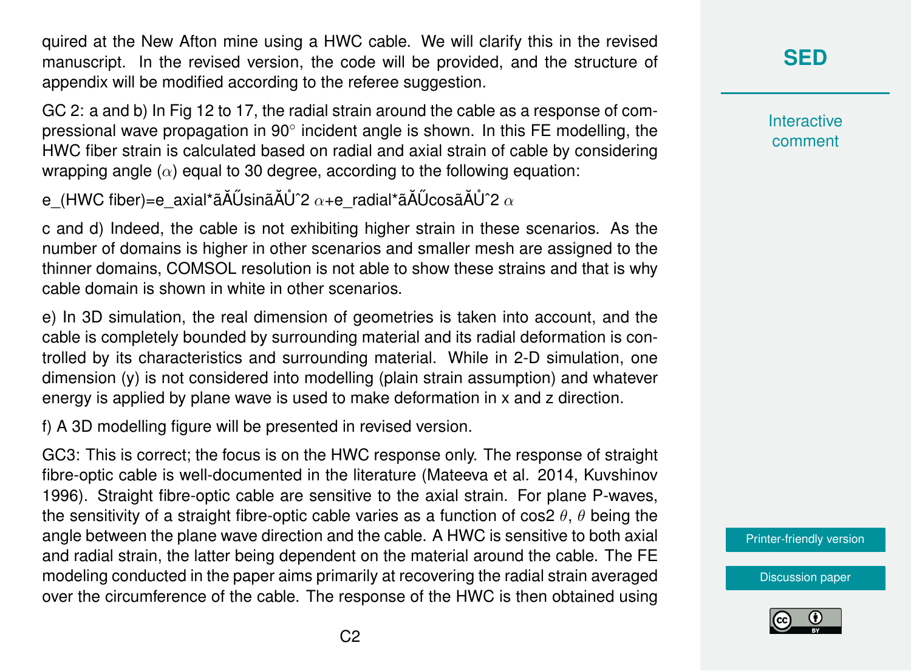quired at the New Afton mine using a HWC cable. We will clarify this in the revised manuscript. In the revised version, the code will be provided, and the structure of appendix will be modified according to the referee suggestion.

GC 2: a and b) In Fig 12 to 17, the radial strain around the cable as a response of compressional wave propagation in 90° incident angle is shown. In this FE modelling, the HWC fiber strain is calculated based on radial and axial strain of cable by considering wrapping angle ($\alpha$) equal to 30 degree, according to the following equation:

e_(HWC fiber)=e_axial*ãĂŰsinãĂŮˆ2 $\alpha$+e_radial*ãĂŰcosãĂŮˆ2 $\alpha$

c and d) Indeed, the cable is not exhibiting higher strain in these scenarios. As the number of domains is higher in other scenarios and smaller mesh are assigned to the thinner domains, COMSOL resolution is not able to show these strains and that is why cable domain is shown in white in other scenarios.

e) In 3D simulation, the real dimension of geometries is taken into account, and the cable is completely bounded by surrounding material and its radial deformation is controlled by its characteristics and surrounding material. While in 2-D simulation, one dimension (y) is not considered into modelling (plain strain assumption) and whatever energy is applied by plane wave is used to make deformation in x and z direction.

f) A 3D modelling figure will be presented in revised version.

GC3: This is correct; the focus is on the HWC response only. The response of straight fibre-optic cable is well-documented in the literature (Mateeva et al. 2014, Kuvshinov 1996). Straight fibre-optic cable are sensitive to the axial strain. For plane P-waves, the sensitivity of a straight fibre-optic cable varies as a function of cos2 $\theta$, $\theta$ being the angle between the plane wave direction and the cable. A HWC is sensitive to both axial and radial strain, the latter being dependent on the material around the cable. The FE modeling conducted in the paper aims primarily at recovering the radial strain averaged over the circumference of the cable. The response of the HWC is then obtained using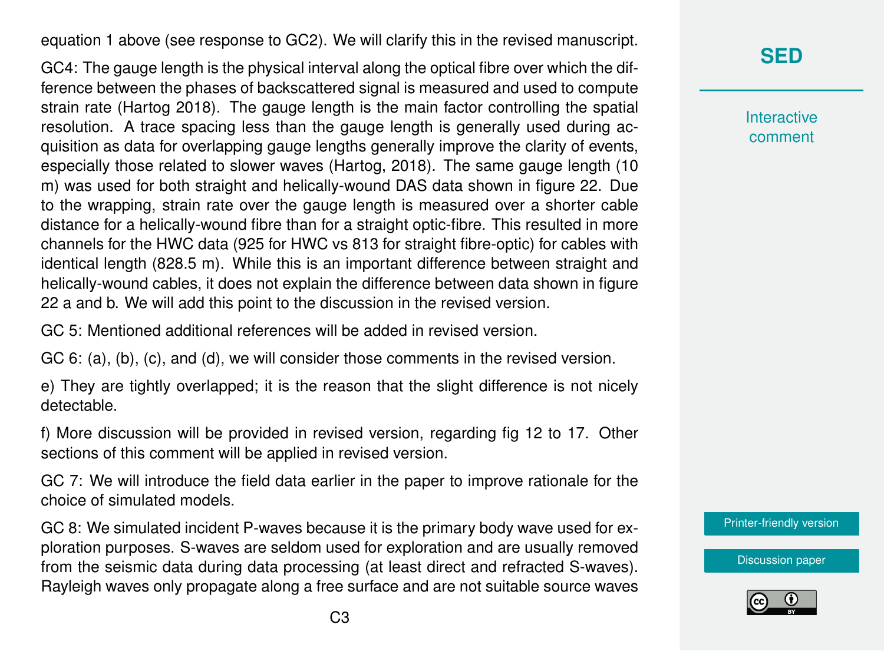equation 1 above (see response to GC2). We will clarify this in the revised manuscript.

GC4: The gauge length is the physical interval along the optical fibre over which the difference between the phases of backscattered signal is measured and used to compute strain rate (Hartog 2018). The gauge length is the main factor controlling the spatial resolution. A trace spacing less than the gauge length is generally used during acquisition as data for overlapping gauge lengths generally improve the clarity of events, especially those related to slower waves (Hartog, 2018). The same gauge length (10 m) was used for both straight and helically-wound DAS data shown in figure 22. Due to the wrapping, strain rate over the gauge length is measured over a shorter cable distance for a helically-wound fibre than for a straight optic-fibre. This resulted in more channels for the HWC data (925 for HWC vs 813 for straight fibre-optic) for cables with identical length (828.5 m). While this is an important difference between straight and helically-wound cables, it does not explain the difference between data shown in figure 22 a and b. We will add this point to the discussion in the revised version.

GC 5: Mentioned additional references will be added in revised version.

GC 6: (a), (b), (c), and (d), we will consider those comments in the revised version.

e) They are tightly overlapped; it is the reason that the slight difference is not nicely detectable.

f) More discussion will be provided in revised version, regarding fig 12 to 17. Other sections of this comment will be applied in revised version.

GC 7: We will introduce the field data earlier in the paper to improve rationale for the choice of simulated models.

GC 8: We simulated incident P-waves because it is the primary body wave used for exploration purposes. S-waves are seldom used for exploration and are usually removed from the seismic data during data processing (at least direct and refracted S-waves). Rayleigh waves only propagate along a free surface and are not suitable source waves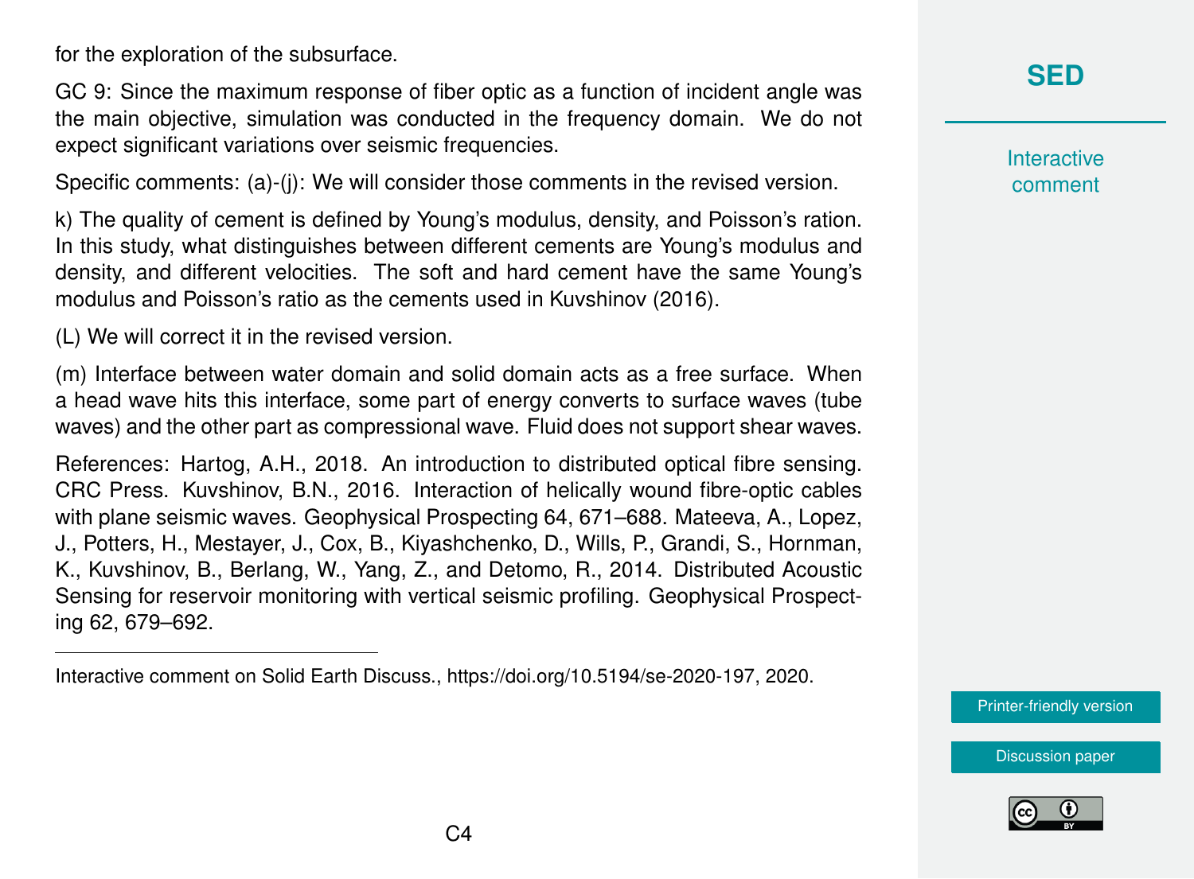for the exploration of the subsurface.

GC 9: Since the maximum response of fiber optic as a function of incident angle was the main objective, simulation was conducted in the frequency domain. We do not expect significant variations over seismic frequencies.

Specific comments: (a)-(j): We will consider those comments in the revised version.

k) The quality of cement is defined by Young's modulus, density, and Poisson's ration. In this study, what distinguishes between different cements are Young's modulus and density, and different velocities. The soft and hard cement have the same Young's modulus and Poisson's ratio as the cements used in Kuvshinov (2016).

(L) We will correct it in the revised version.

(m) Interface between water domain and solid domain acts as a free surface. When a head wave hits this interface, some part of energy converts to surface waves (tube waves) and the other part as compressional wave. Fluid does not support shear waves.

References: Hartog, A.H., 2018. An introduction to distributed optical fibre sensing. CRC Press. Kuvshinov, B.N., 2016. Interaction of helically wound fibre-optic cables with plane seismic waves. Geophysical Prospecting 64, 671–688. Mateeva, A., Lopez, J., Potters, H., Mestayer, J., Cox, B., Kiyashchenko, D., Wills, P., Grandi, S., Hornman, K., Kuvshinov, B., Berlang, W., Yang, Z., and Detomo, R., 2014. Distributed Acoustic Sensing for reservoir monitoring with vertical seismic profiling. Geophysical Prospecting 62, 679–692.

---

Interactive comment on Solid Earth Discuss., https://doi.org/10.5194/se-2020-197, 2020.